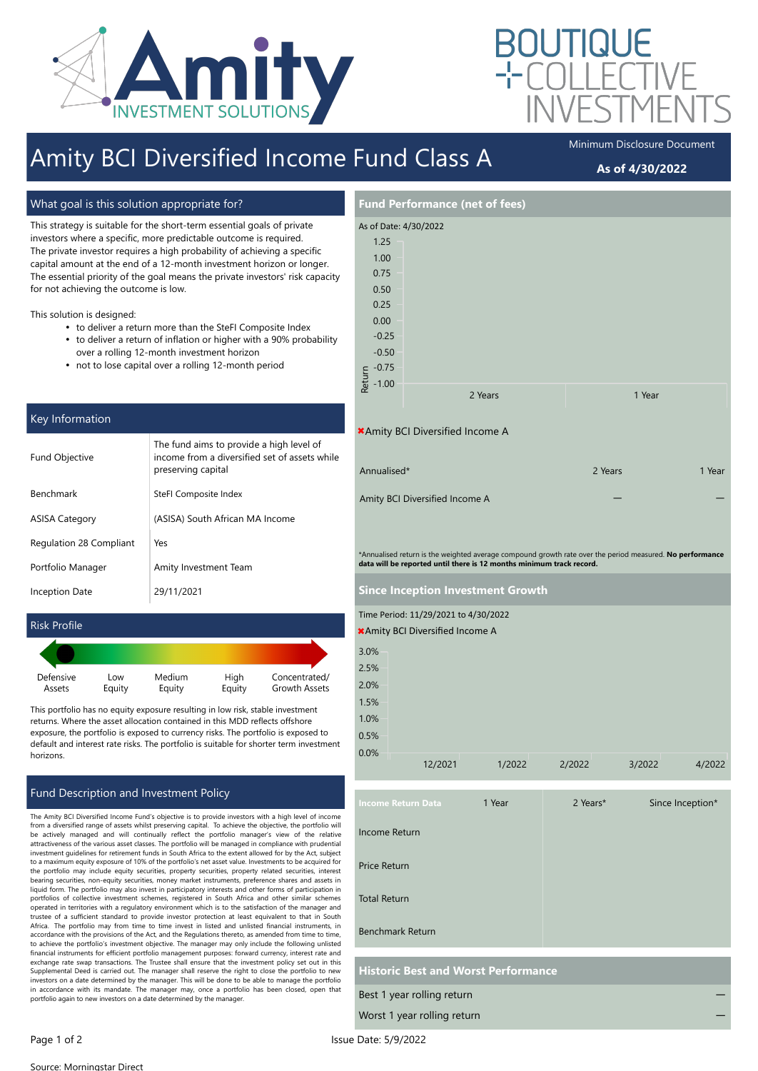# Amity BCI Diversified Income Fund Class A

Minimum Disclosure Document

**As of 4/30/2022**

## What goal is this solution appropriate for?

This strategy is suitable for the short-term essential goals of private investors where a specific, more predictable outcome is required. The private investor requires a high probability of achieving a specific capital amount at the end of a 12-month investment horizon or longer. The essential priority of the goal means the private investors' risk capacity for not achieving the outcome is low.

This solution is designed:

- to deliver a return more than the SteFI Composite Index
- to deliver a return of inflation or higher with a 90% probability over a rolling 12-month investment horizon
- not to lose capital over a rolling 12-month period

## Key Information

| | |
|---|---|
| Fund Objective | The fund aims to provide a high level of income from a diversified set of assets while preserving capital |
| Benchmark | SteFI Composite Index |
| ASISA Category | (ASISA) South African MA Income |
| Regulation 28 Compliant | Yes |
| Portfolio Manager | Amity Investment Team |
| Inception Date | 29/11/2021 |

## Risk Profile

Defensive Assets | Low Equity | Medium Equity | High Equity | Concentrated/ Growth Assets

This portfolio has no equity exposure resulting in low risk, stable investment returns. Where the asset allocation contained in this MDD reflects offshore exposure, the portfolio is exposed to currency risks. The portfolio is exposed to default and interest rate risks. The portfolio is suitable for shorter term investment horizons.

## Fund Description and Investment Policy

The Amity BCI Diversified Income Fund's objective is to provide investors with a high level of income from a diversified range of assets whilst preserving capital. To achieve the objective, the portfolio will be actively managed and will continually reflect the portfolio manager's view of the relative attractiveness of the various asset classes. The portfolio will be managed in compliance with prudential investment guidelines for retirement funds in South Africa to the extent allowed for by the Act, subject to a maximum equity exposure of 10% of the portfolio's net asset value. Investments to be acquired for the portfolio may include equity securities, property securities, property related securities, interest bearing securities, non-equity securities, money market instruments, preference shares and assets in liquid form. The portfolio may also invest in participatory interests and other forms of participation in portfolios of collective investment schemes, registered in South Africa and other similar schemes operated in territories with a regulatory environment which is to the satisfaction of the manager and trustee of a sufficient standard to provide investor protection at least equivalent to that in South Africa. The portfolio may from time to time invest in listed and unlisted financial instruments, in accordance with the provisions of the Act, and the Regulations thereto, as amended from time to time, to achieve the portfolio's investment objective. The manager may only include the following unlisted financial instruments for efficient portfolio management purposes: forward currency, interest rate and exchange rate swap transactions. The Trustee shall ensure that the investment policy set out in this Supplemental Deed is carried out. The manager shall reserve the right to close the portfolio to new investors on a date determined by the manager. This will be done to be able to manage the portfolio in accordance with its mandate. The manager may, once a portfolio has been closed, open that portfolio again to new investors on a date determined by the manager.

## Fund Performance (net of fees)

As of Date: 4/30/2022

Amity BCI Diversified Income A

| Annualised* | 2 Years | 1 Year |
|---|---|---|
| Amity BCI Diversified Income A | — | — |

*Annualised return is the weighted average compound growth rate over the period measured. **No performance data will be reported until there is 12 months minimum track record.**

## Since Inception Investment Growth

Time Period: 11/29/2021 to 4/30/2022

Amity BCI Diversified Income A

| Income Return Data | 1 Year | 2 Years* | Since Inception* |
|---|---|---|---|
| Income Return | | | |
| Price Return | | | |
| Total Return | | | |
| Benchmark Return | | | |

## Historic Best and Worst Performance

| | |
|---|---|
| Best 1 year rolling return | — |
| Worst 1 year rolling return | — |

Issue Date: 5/9/2022

Source: Morningstar Direct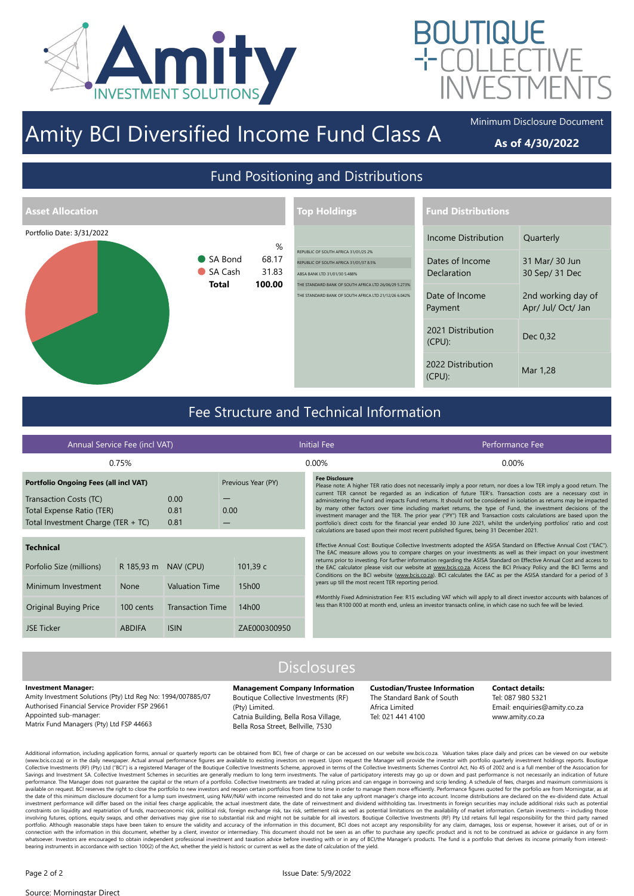Amity INVESTMENT SOLUTIONS

BOUTIQUE COLLECTIVE INVESTMENTS

# Amity BCI Diversified Income Fund Class A

Minimum Disclosure Document

**As of 4/30/2022**

## Fund Positioning and Distributions

### Asset Allocation

Portfolio Date: 3/31/2022

| | % |
|---|---|
| SA Bond | 68.17 |
| SA Cash | 31.83 |
| **Total** | **100.00** |

### Top Holdings

REPUBLIC OF SOUTH AFRICA 31/01/25 2%

REPUBLIC OF SOUTH AFRICA 31/01/37 8.5%

ABSA BANK LTD 31/01/30 5.488%

THE STANDARD BANK OF SOUTH AFRICA LTD 26/06/29 5.273%

THE STANDARD BANK OF SOUTH AFRICA LTD 21/12/26 6.042%

### Fund Distributions

| | |
|---|---|
| Income Distribution | Quarterly |
| Dates of Income Declaration | 31 Mar/ 30 Jun 30 Sep/ 31 Dec |
| Date of Income Payment | 2nd working day of Apr/ Jul/ Oct/ Jan |
| 2021 Distribution (CPU): | Dec 0,32 |
| 2022 Distribution (CPU): | Mar 1,28 |

## Fee Structure and Technical Information

| Annual Service Fee (incl VAT) | Initial Fee | Performance Fee |
|---|---|---|
| 0.75% | 0.00% | 0.00% |

| Portfolio Ongoing Fees (all incl VAT) | | Previous Year (PY) |
|---|---|---|
| Transaction Costs (TC) | 0.00 | — |
| Total Expense Ratio (TER) | 0.81 | 0.00 |
| Total Investment Charge (TER + TC) | 0.81 | — |

**Technical**

| | | | |
|---|---|---|---|
| Porfolio Size (millions) | R 185,93 m | NAV (CPU) | 101,39 c |
| Minimum Investment | None | Valuation Time | 15h00 |
| Original Buying Price | 100 cents | Transaction Time | 14h00 |
| JSE Ticker | ABDIFA | ISIN | ZAE000300950 |

**Fee Disclosure**

Please note: A higher TER ratio does not necessarily imply a poor return, nor does a low TER imply a good return. The current TER cannot be regarded as an indication of future TER's. Transaction costs are a necessary cost in administering the Fund and impacts Fund returns. It should not be considered in isolation as returns may be impacted by many other factors over time including market returns, the type of Fund, the investment decisions of the investment manager and the TER. The prior year ("PY") TER and Transaction costs calculations are based upon the portfolio's direct costs for the financial year ended 30 June 2021, whilst the underlying portfolios' ratio and cost calculations are based upon their most recent published figures, being 31 December 2021.

Effective Annual Cost: Boutique Collective Investments adopted the ASISA Standard on Effective Annual Cost ("EAC"). The EAC measure allows you to compare charges on your investments as well as their impact on your investment returns prior to investing. For further information regarding the ASISA Standard on Effective Annual Cost and access to the EAC calculator please visit our website at www.bcis.co.za. Access the BCI Privacy Policy and the BCI Terms and Conditions on the BCI website (www.bcis.co.za). BCI calculates the EAC as per the ASISA standard for a period of 3 years up till the most recent TER reporting period.

#Monthly Fixed Administration Fee: R15 excluding VAT which will apply to all direct investor accounts with balances of less than R100 000 at month end, unless an investor transacts online, in which case no such fee will be levied.

## Disclosures

**Investment Manager:**
Amity Investment Solutions (Pty) Ltd Reg No: 1994/007885/07
Authorised Financial Service Provider FSP 29661
Appointed sub-manager:
Matrix Fund Managers (Pty) Ltd FSP 44663

**Management Company Information**
Boutique Collective Investments (RF) (Pty) Limited.
Catnia Building, Bella Rosa Village,
Bella Rosa Street, Bellville, 7530

**Custodian/Trustee Information**
The Standard Bank of South Africa Limited
Tel: 021 441 4100

**Contact details:**
Tel: 087 980 5321
Email: enquiries@amity.co.za
www.amity.co.za

Additional information, including application forms, annual or quarterly reports can be obtained from BCI, free of charge or can be accessed on our website ww.bcis.co.za. Valuation takes place daily and prices can be viewed on our website (www.bcis.co.za) or in the daily newspaper. Actual annual performance figures are available to existing investors on request. Upon request the Manager will provide the investor with portfolio quarterly investment holdings reports. Boutique Collective Investments (RF) (Pty) Ltd ("BCI") is a registered Manager of the Boutique Collective Investments Scheme, approved in terms of the Collective Investments Schemes Control Act, No 45 of 2002 and is a full member of the Association for Savings and Investment SA. Collective Investment Schemes in securities are generally medium to long term investments. The value of participatory interests may go up or down and past performance is not necessarily an indication of future performance. The Manager does not guarantee the capital or the return of a portfolio. Collective Investments are traded at ruling prices and can engage in borrowing and scrip lending. A schedule of fees, charges and maximum commissions is available on request. BCI reserves the right to close the portfolio to new investors and reopen certain portfolios from time to time in order to manage them more efficiently. Performance figures quoted for the porfolio are from Morningstar, as at the date of this minimum disclosure document for a lump sum investment, using NAV/NAV with income reinvested and do not take any upfront manager's charge into account. Income distributions are declared on the ex-dividend date. Actual investment performance will differ based on the initial fees charge applicable, the actual investment date, the date of reinvestment and dividend withholding tax. Investments in foreign securities may include additional risks such as potential constraints on liquidity and repatriation of funds, macroeconomic risk, political risk, foreign exchange risk, tax risk, settlement risk as well as potential limitations on the availability of market information. Certain investments – including those involving futures, options, equity swaps, and other derivatives may give rise to substantial risk and might not be suitable for all investors. Boutique Collective Investments (RF) Pty Ltd retains full legal responsibility for the third party named portfolio. Although reasonable steps have been taken to ensure the validity and accuracy of the information in this document, BCI does not accept any responsibility for any claim, damages, loss or expense, however it arises, out of or in connection with the information in this document, whether by a client, investor or intermediary. This document should not be seen as an offer to purchase any specific product and is not to be construed as advice or guidance in any form whatsoever. Investors are encouraged to obtain independent professional investment and taxation advice before investing with or in any of BCI/the Manager's products. The fund is a portfolio that derives its income primarily from interest-bearing instruments in accordance with section 100(2) of the Act, whether the yield is historic or current as well as the date of calculation of the yield.

Issue Date: 5/9/2022

Source: Morningstar Direct